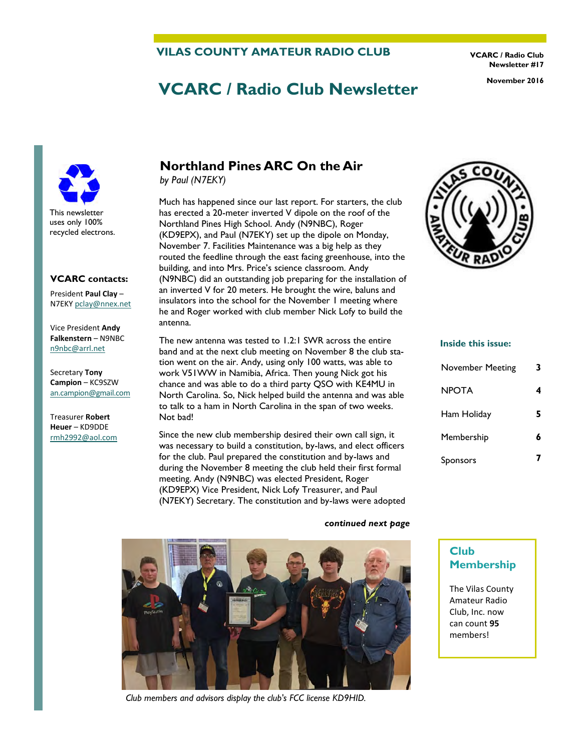VILAS COUNTY AMATEUR RADIO CLUB

VCARC / Radio Club Newsletter #17

November 2016

# VCARC / Radio Club Newsletter

This newsletter uses only 100% recycled electrons.

**VCARC contacts:**

President **Paul Clay** – N7EKY pclay@nnex.net

Vice President **Andy Falkenstern** – N9NBC n9nbc@arrl.net

Secretary **Tony Campion** – KC9SZW an.campion@gmail.com

Treasurer **Robert Heuer** – KD9DDE rmh2992@aol.com

## Northland Pines ARC On the Air

*by Paul (N7EKY)*

Much has happened since our last report. For starters, the club has erected a 20-meter inverted V dipole on the roof of the Northland Pines High School. Andy (N9NBC), Roger (KD9EPX), and Paul (N7EKY) set up the dipole on Monday, November 7. Facilities Maintenance was a big help as they routed the feedline through the east facing greenhouse, into the building, and into Mrs. Price's science classroom. Andy (N9NBC) did an outstanding job preparing for the installation of an inverted V for 20 meters. He brought the wire, baluns and insulators into the school for the November 1 meeting where he and Roger worked with club member Nick Lofy to build the antenna.

The new antenna was tested to 1.2:1 SWR across the entire band and at the next club meeting on November 8 the club station went on the air. Andy, using only 100 watts, was able to work V51WW in Namibia, Africa. Then young Nick got his chance and was able to do a third party QSO with KE4MU in North Carolina. So, Nick helped build the antenna and was able to talk to a ham in North Carolina in the span of two weeks. Not bad!

Since the new club membership desired their own call sign, it was necessary to build a constitution, by-laws, and elect officers for the club. Paul prepared the constitution and by-laws and during the November 8 meeting the club held their first formal meeting. Andy (N9NBC) was elected President, Roger (KD9EPX) Vice President, Nick Lofy Treasurer, and Paul (N7EKY) Secretary. The constitution and by-laws were adopted

***continued next page***

*Club members and advisors display the club's FCC license KD9HID.*

**Inside this issue:**

| | |
|---|---|
| November Meeting | 3 |
| NPOTA | 4 |
| Ham Holiday | 5 |
| Membership | 6 |
| Sponsors | 7 |

### Club Membership

The Vilas County Amateur Radio Club, Inc. now can count **95** members!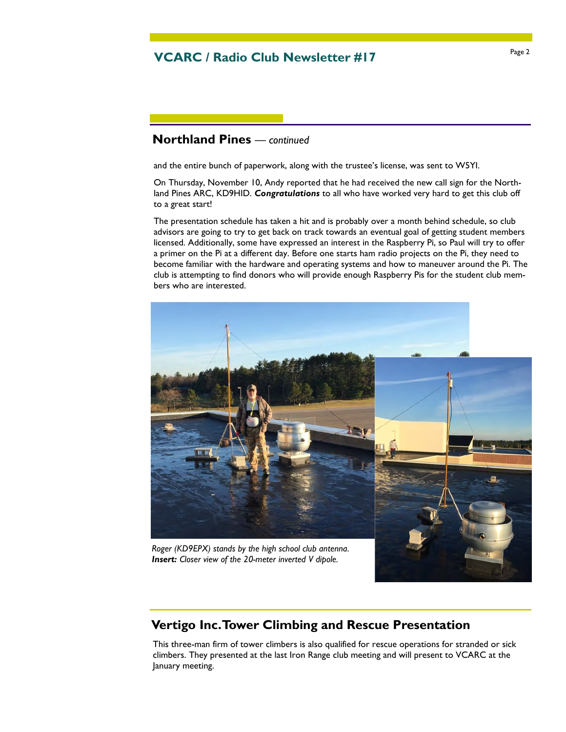## Northland Pines — *continued*

and the entire bunch of paperwork, along with the trustee's license, was sent to W5YI.

On Thursday, November 10, Andy reported that he had received the new call sign for the Northland Pines ARC, KD9HID. ***Congratulations*** to all who have worked very hard to get this club off to a great start!

The presentation schedule has taken a hit and is probably over a month behind schedule, so club advisors are going to try to get back on track towards an eventual goal of getting student members licensed. Additionally, some have expressed an interest in the Raspberry Pi, so Paul will try to offer a primer on the Pi at a different day. Before one starts ham radio projects on the Pi, they need to become familiar with the hardware and operating systems and how to maneuver around the Pi. The club is attempting to find donors who will provide enough Raspberry Pis for the student club members who are interested.

*Roger (KD9EPX) stands by the high school club antenna.* ***Insert:*** *Closer view of the 20-meter inverted V dipole.*

## Vertigo Inc. Tower Climbing and Rescue Presentation

This three-man firm of tower climbers is also qualified for rescue operations for stranded or sick climbers. They presented at the last Iron Range club meeting and will present to VCARC at the January meeting.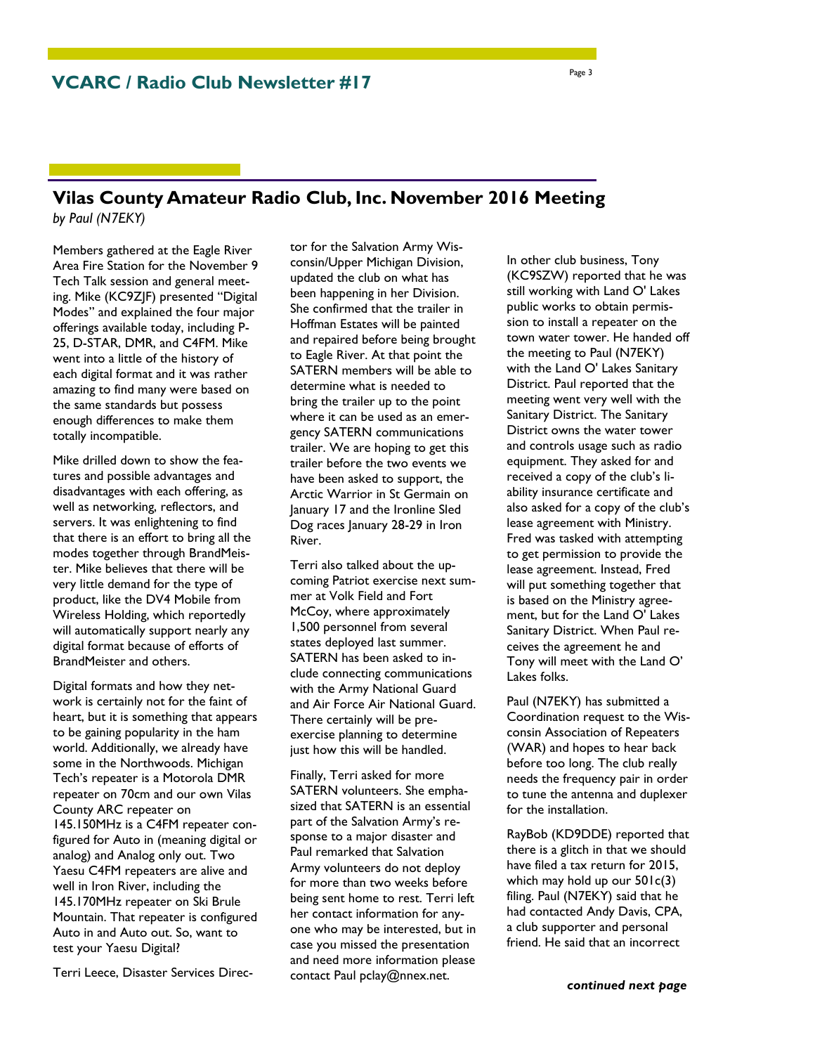## Vilas County Amateur Radio Club, Inc. November 2016 Meeting

*by Paul (N7EKY)*

Members gathered at the Eagle River Area Fire Station for the November 9 Tech Talk session and general meeting. Mike (KC9ZJF) presented "Digital Modes" and explained the four major offerings available today, including P-25, D-STAR, DMR, and C4FM. Mike went into a little of the history of each digital format and it was rather amazing to find many were based on the same standards but possess enough differences to make them totally incompatible.

Mike drilled down to show the features and possible advantages and disadvantages with each offering, as well as networking, reflectors, and servers. It was enlightening to find that there is an effort to bring all the modes together through BrandMeister. Mike believes that there will be very little demand for the type of product, like the DV4 Mobile from Wireless Holding, which reportedly will automatically support nearly any digital format because of efforts of BrandMeister and others.

Digital formats and how they network is certainly not for the faint of heart, but it is something that appears to be gaining popularity in the ham world. Additionally, we already have some in the Northwoods. Michigan Tech's repeater is a Motorola DMR repeater on 70cm and our own Vilas County ARC repeater on 145.150MHz is a C4FM repeater configured for Auto in (meaning digital or analog) and Analog only out. Two Yaesu C4FM repeaters are alive and well in Iron River, including the 145.170MHz repeater on Ski Brule Mountain. That repeater is configured Auto in and Auto out. So, want to test your Yaesu Digital?

Terri Leece, Disaster Services Director for the Salvation Army Wisconsin/Upper Michigan Division, updated the club on what has been happening in her Division. She confirmed that the trailer in Hoffman Estates will be painted and repaired before being brought to Eagle River. At that point the SATERN members will be able to determine what is needed to bring the trailer up to the point where it can be used as an emergency SATERN communications trailer. We are hoping to get this trailer before the two events we have been asked to support, the Arctic Warrior in St Germain on January 17 and the Ironline Sled Dog races January 28-29 in Iron River.

Terri also talked about the upcoming Patriot exercise next summer at Volk Field and Fort McCoy, where approximately 1,500 personnel from several states deployed last summer. SATERN has been asked to include connecting communications with the Army National Guard and Air Force Air National Guard. There certainly will be pre-exercise planning to determine just how this will be handled.

Finally, Terri asked for more SATERN volunteers. She emphasized that SATERN is an essential part of the Salvation Army's response to a major disaster and Paul remarked that Salvation Army volunteers do not deploy for more than two weeks before being sent home to rest. Terri left her contact information for anyone who may be interested, but in case you missed the presentation and need more information please contact Paul pclay@nnex.net.

In other club business, Tony (KC9SZW) reported that he was still working with Land O' Lakes public works to obtain permission to install a repeater on the town water tower. He handed off the meeting to Paul (N7EKY) with the Land O' Lakes Sanitary District. Paul reported that the meeting went very well with the Sanitary District. The Sanitary District owns the water tower and controls usage such as radio equipment. They asked for and received a copy of the club's liability insurance certificate and also asked for a copy of the club's lease agreement with Ministry. Fred was tasked with attempting to get permission to provide the lease agreement. Instead, Fred will put something together that is based on the Ministry agreement, but for the Land O' Lakes Sanitary District. When Paul receives the agreement he and Tony will meet with the Land O' Lakes folks.

Paul (N7EKY) has submitted a Coordination request to the Wisconsin Association of Repeaters (WAR) and hopes to hear back before too long. The club really needs the frequency pair in order to tune the antenna and duplexer for the installation.

RayBob (KD9DDE) reported that there is a glitch in that we should have filed a tax return for 2015, which may hold up our 501c(3) filing. Paul (N7EKY) said that he had contacted Andy Davis, CPA, a club supporter and personal friend. He said that an incorrect

***continued next page***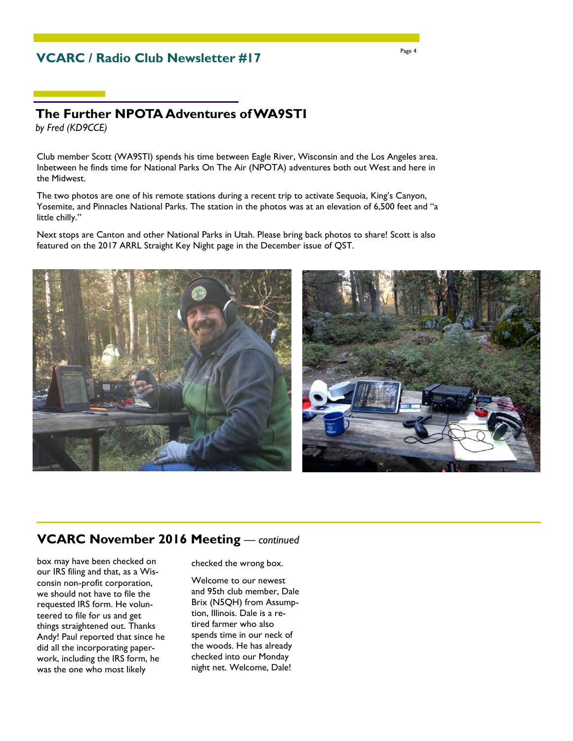## The Further NPOTA Adventures of WA9STI

*by Fred (KD9CCE)*

Club member Scott (WA9STI) spends his time between Eagle River, Wisconsin and the Los Angeles area. Inbetween he finds time for National Parks On The Air (NPOTA) adventures both out West and here in the Midwest.

The two photos are one of his remote stations during a recent trip to activate Sequoia, King's Canyon, Yosemite, and Pinnacles National Parks. The station in the photos was at an elevation of 6,500 feet and "a little chilly."

Next stops are Canton and other National Parks in Utah. Please bring back photos to share! Scott is also featured on the 2017 ARRL Straight Key Night page in the December issue of QST.

## VCARC November 2016 Meeting — *continued*

box may have been checked on our IRS filing and that, as a Wisconsin non-profit corporation, we should not have to file the requested IRS form. He volunteered to file for us and get things straightened out. Thanks Andy! Paul reported that since he did all the incorporating paperwork, including the IRS form, he was the one who most likely checked the wrong box.

Welcome to our newest and 95th club member, Dale Brix (N5QH) from Assumption, Illinois. Dale is a retired farmer who also spends time in our neck of the woods. He has already checked into our Monday night net. Welcome, Dale!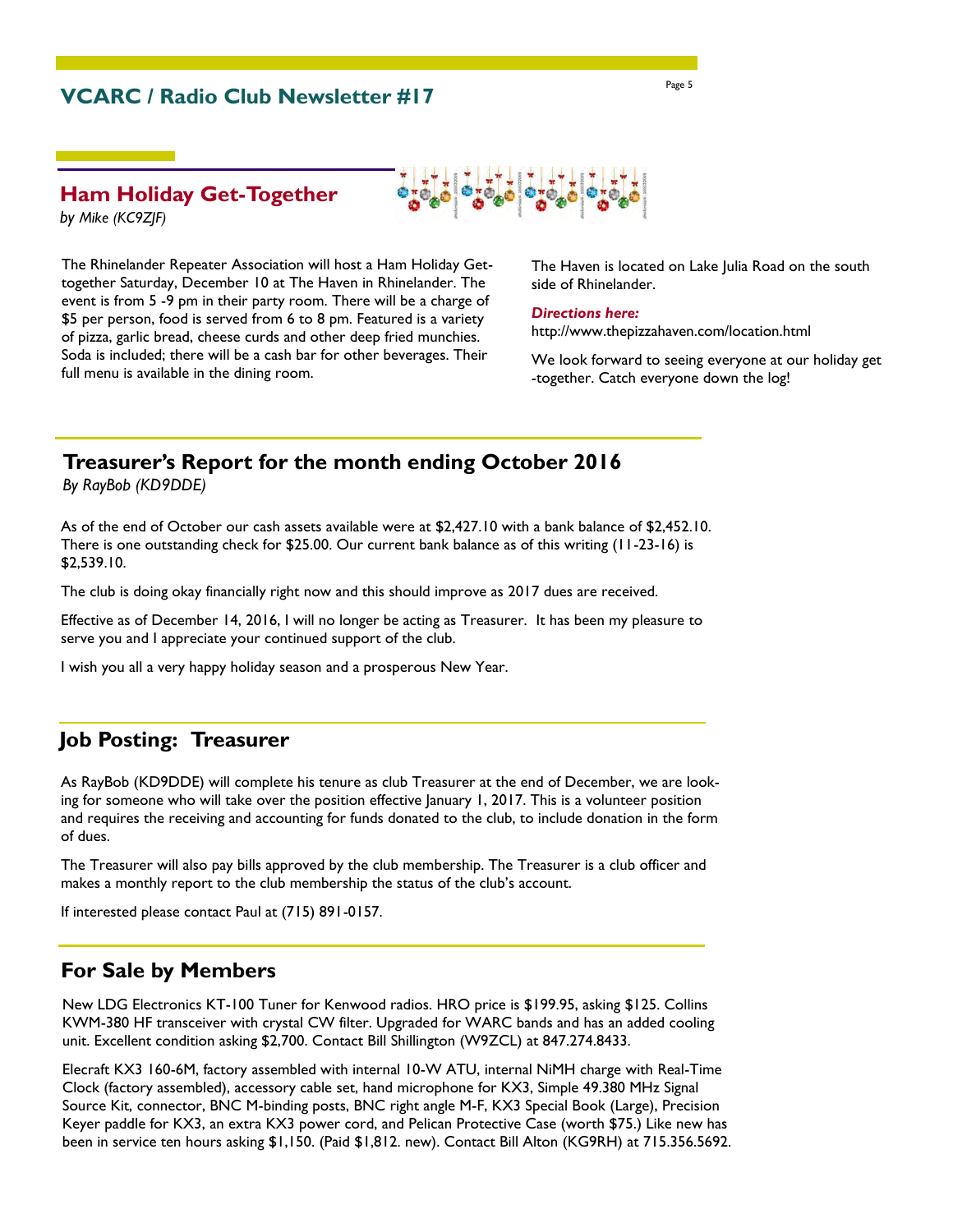## Ham Holiday Get-Together

*by Mike (KC9ZJF)*

The Rhinelander Repeater Association will host a Ham Holiday Get-together Saturday, December 10 at The Haven in Rhinelander. The event is from 5 -9 pm in their party room. There will be a charge of $5 per person, food is served from 6 to 8 pm. Featured is a variety of pizza, garlic bread, cheese curds and other deep fried munchies. Soda is included; there will be a cash bar for other beverages. Their full menu is available in the dining room.

The Haven is located on Lake Julia Road on the south side of Rhinelander.

***Directions here:***

http://www.thepizzahaven.com/location.html

We look forward to seeing everyone at our holiday get-together. Catch everyone down the log!

## Treasurer's Report for the month ending October 2016

*By RayBob (KD9DDE)*

As of the end of October our cash assets available were at $2,427.10 with a bank balance of $2,452.10. There is one outstanding check for $25.00. Our current bank balance as of this writing (11-23-16) is $2,539.10.

The club is doing okay financially right now and this should improve as 2017 dues are received.

Effective as of December 14, 2016, I will no longer be acting as Treasurer. It has been my pleasure to serve you and I appreciate your continued support of the club.

I wish you all a very happy holiday season and a prosperous New Year.

## Job Posting: Treasurer

As RayBob (KD9DDE) will complete his tenure as club Treasurer at the end of December, we are looking for someone who will take over the position effective January 1, 2017. This is a volunteer position and requires the receiving and accounting for funds donated to the club, to include donation in the form of dues.

The Treasurer will also pay bills approved by the club membership. The Treasurer is a club officer and makes a monthly report to the club membership the status of the club's account.

If interested please contact Paul at (715) 891-0157.

## For Sale by Members

New LDG Electronics KT-100 Tuner for Kenwood radios. HRO price is $199.95, asking $125. Collins KWM-380 HF transceiver with crystal CW filter. Upgraded for WARC bands and has an added cooling unit. Excellent condition asking $2,700. Contact Bill Shillington (W9ZCL) at 847.274.8433.

Elecraft KX3 160-6M, factory assembled with internal 10-W ATU, internal NiMH charge with Real-Time Clock (factory assembled), accessory cable set, hand microphone for KX3, Simple 49.380 MHz Signal Source Kit, connector, BNC M-binding posts, BNC right angle M-F, KX3 Special Book (Large), Precision Keyer paddle for KX3, an extra KX3 power cord, and Pelican Protective Case (worth $75.) Like new has been in service ten hours asking $1,150. (Paid $1,812. new). Contact Bill Alton (KG9RH) at 715.356.5692.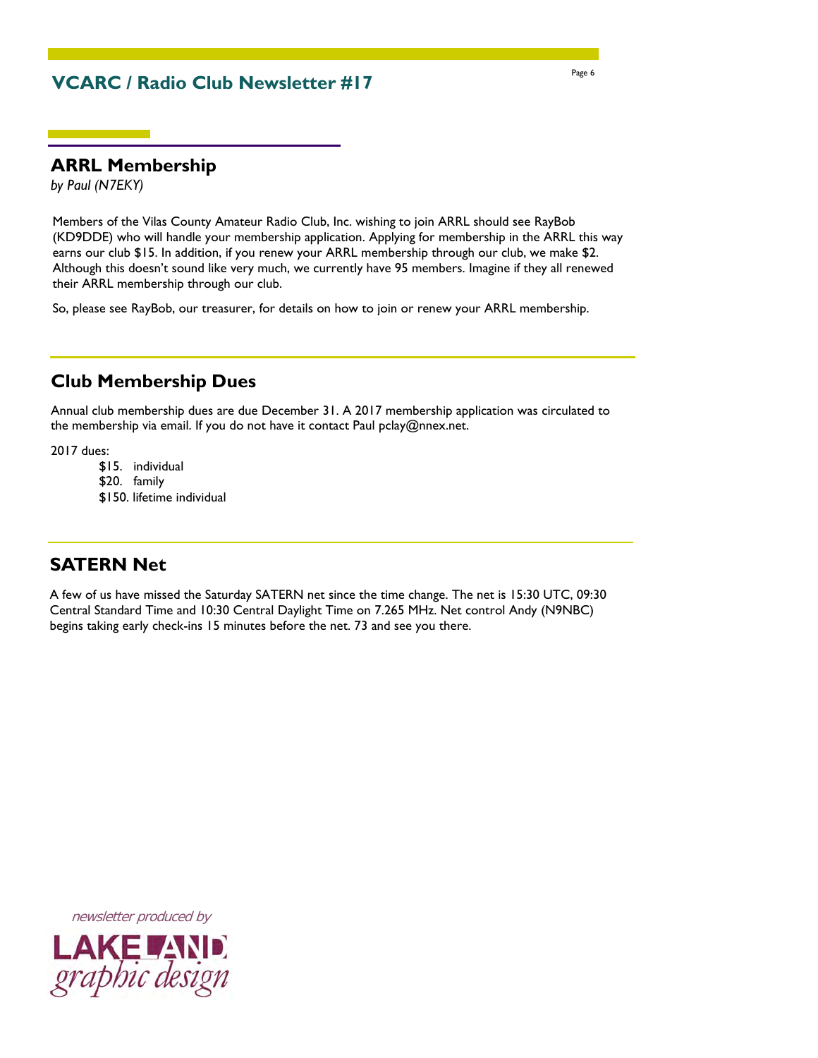## ARRL Membership

*by Paul (N7EKY)*

Members of the Vilas County Amateur Radio Club, Inc. wishing to join ARRL should see RayBob (KD9DDE) who will handle your membership application. Applying for membership in the ARRL this way earns our club $15. In addition, if you renew your ARRL membership through our club, we make $2. Although this doesn't sound like very much, we currently have 95 members. Imagine if they all renewed their ARRL membership through our club.

So, please see RayBob, our treasurer, for details on how to join or renew your ARRL membership.

## Club Membership Dues

Annual club membership dues are due December 31. A 2017 membership application was circulated to the membership via email. If you do not have it contact Paul pclay@nnex.net.

2017 dues:

- $15. individual
- $20. family
- $150. lifetime individual

## SATERN Net

A few of us have missed the Saturday SATERN net since the time change. The net is 15:30 UTC, 09:30 Central Standard Time and 10:30 Central Daylight Time on 7.265 MHz. Net control Andy (N9NBC) begins taking early check-ins 15 minutes before the net. 73 and see you there.

*newsletter produced by*

LAKELAND graphic design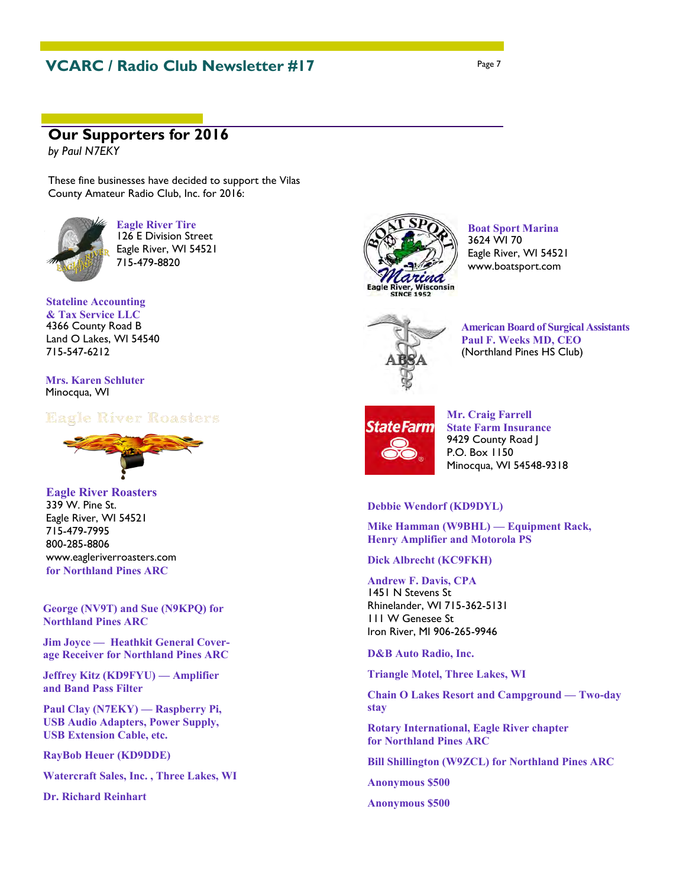## Our Supporters for 2016

*by Paul N7EKY*

These fine businesses have decided to support the Vilas County Amateur Radio Club, Inc. for 2016:

**Eagle River Tire**
126 E Division Street
Eagle River, WI 54521
715-479-8820

**Stateline Accounting & Tax Service LLC**
4366 County Road B
Land O Lakes, WI 54540
715-547-6212

**Mrs. Karen Schluter**
Minocqua, WI

Eagle River Roasters

**Eagle River Roasters**
339 W. Pine St.
Eagle River, WI 54521
715-479-7995
800-285-8806
www.eagleriverroasters.com
**for Northland Pines ARC**

**George (NV9T) and Sue (N9KPQ) for Northland Pines ARC**

**Jim Joyce — Heathkit General Coverage Receiver for Northland Pines ARC**

**Jeffrey Kitz (KD9FYU) — Amplifier and Band Pass Filter**

**Paul Clay (N7EKY) — Raspberry Pi, USB Audio Adapters, Power Supply, USB Extension Cable, etc.**

**RayBob Heuer (KD9DDE)**

**Watercraft Sales, Inc. , Three Lakes, WI**

**Dr. Richard Reinhart**

**Boat Sport Marina**
3624 WI 70
Eagle River, WI 54521
www.boatsport.com

**American Board of Surgical Assistants**
**Paul F. Weeks MD, CEO**
(Northland Pines HS Club)

**Mr. Craig Farrell**
**State Farm Insurance**
9429 County Road J
P.O. Box 1150
Minocqua, WI 54548-9318

**Debbie Wendorf (KD9DYL)**

**Mike Hamman (W9BHL) — Equipment Rack, Henry Amplifier and Motorola PS**

**Dick Albrecht (KC9FKH)**

**Andrew F. Davis, CPA**
1451 N Stevens St
Rhinelander, WI 715-362-5131
111 W Genesee St
Iron River, MI 906-265-9946

**D&B Auto Radio, Inc.**

**Triangle Motel, Three Lakes, WI**

**Chain O Lakes Resort and Campground — Two-day stay**

**Rotary International, Eagle River chapter for Northland Pines ARC**

**Bill Shillington (W9ZCL) for Northland Pines ARC**

**Anonymous $500**

**Anonymous $500**